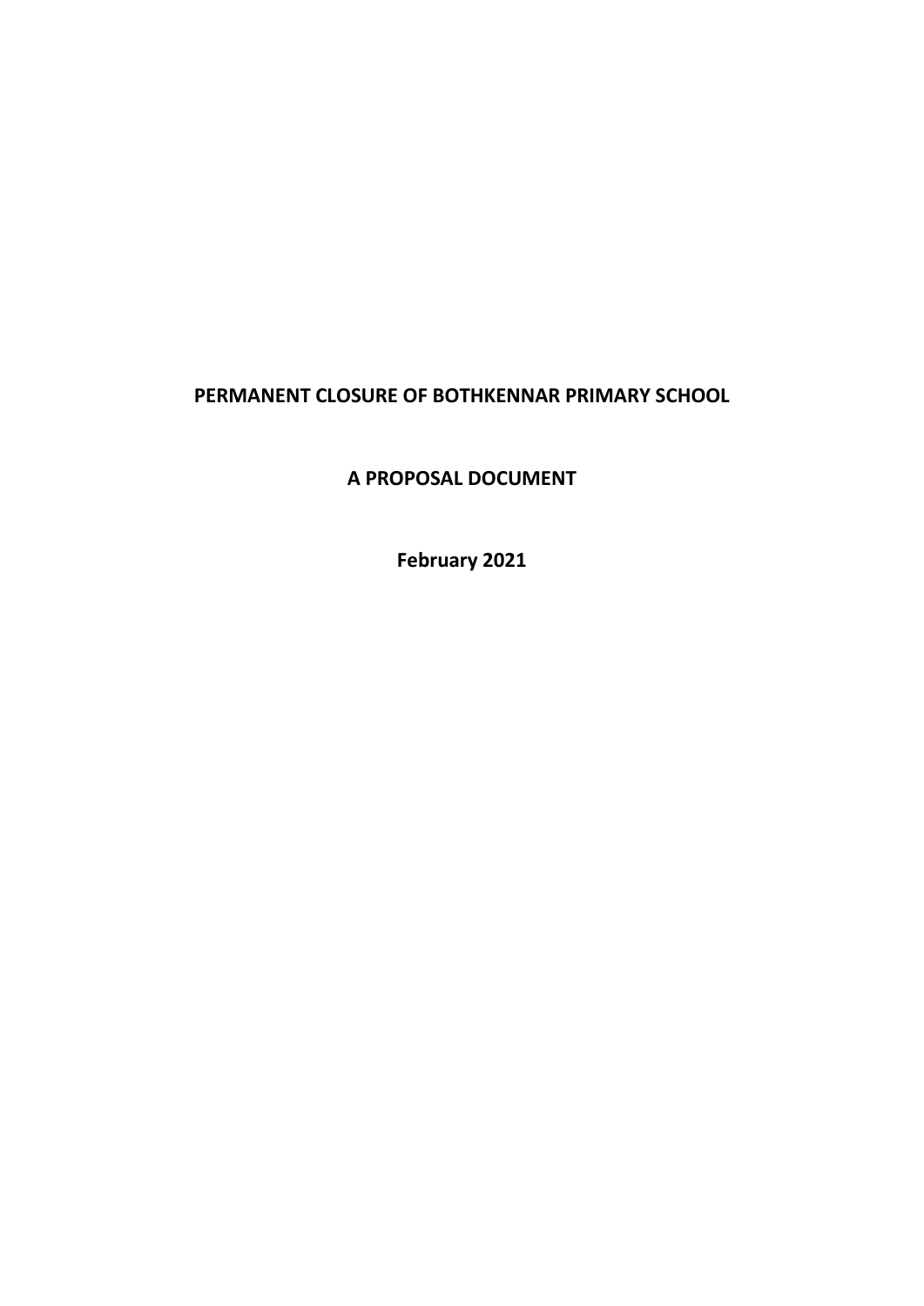# PERMANENT CLOSURE OF BOTHKENNAR PRIMARY SCHOOL

## A PROPOSAL DOCUMENT

**February 2021**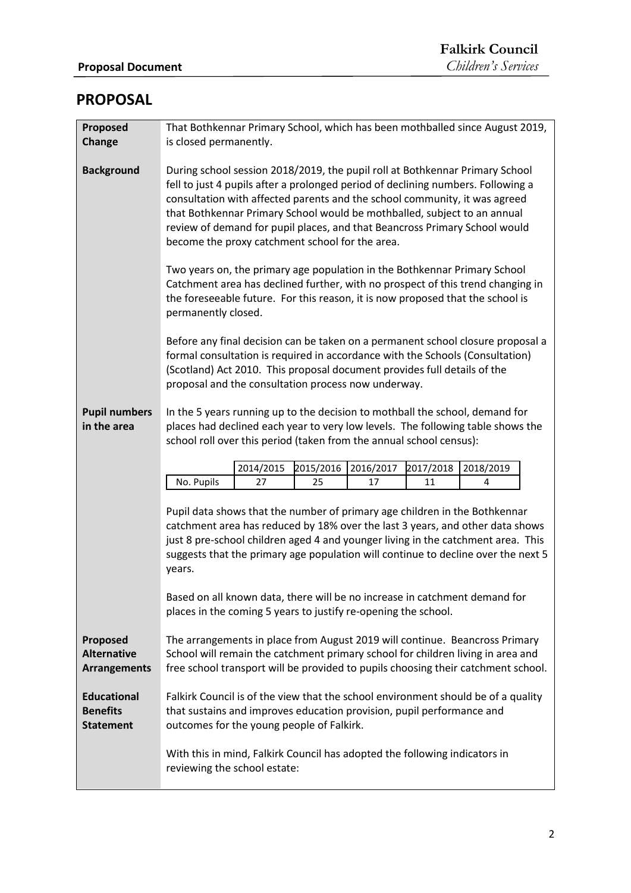## PROPOSAL

**Proposed Change**

That Bothkennar Primary School, which has been mothballed since August 2019, is closed permanently.

**Background**

During school session 2018/2019, the pupil roll at Bothkennar Primary School fell to just 4 pupils after a prolonged period of declining numbers. Following a consultation with affected parents and the school community, it was agreed that Bothkennar Primary School would be mothballed, subject to an annual review of demand for pupil places, and that Beancross Primary School would become the proxy catchment school for the area.

Two years on, the primary age population in the Bothkennar Primary School Catchment area has declined further, with no prospect of this trend changing in the foreseeable future. For this reason, it is now proposed that the school is permanently closed.

Before any final decision can be taken on a permanent school closure proposal a formal consultation is required in accordance with the Schools (Consultation) (Scotland) Act 2010. This proposal document provides full details of the proposal and the consultation process now underway.

**Pupil numbers in the area**

In the 5 years running up to the decision to mothball the school, demand for places had declined each year to very low levels. The following table shows the school roll over this period (taken from the annual school census):

| | 2014/2015 | 2015/2016 | 2016/2017 | 2017/2018 | 2018/2019 |
|---|---|---|---|---|---|
| No. Pupils | 27 | 25 | 17 | 11 | 4 |

Pupil data shows that the number of primary age children in the Bothkennar catchment area has reduced by 18% over the last 3 years, and other data shows just 8 pre-school children aged 4 and younger living in the catchment area. This suggests that the primary age population will continue to decline over the next 5 years.

Based on all known data, there will be no increase in catchment demand for places in the coming 5 years to justify re-opening the school.

**Proposed Alternative Arrangements**

The arrangements in place from August 2019 will continue. Beancross Primary School will remain the catchment primary school for children living in area and free school transport will be provided to pupils choosing their catchment school.

**Educational Benefits Statement**

Falkirk Council is of the view that the school environment should be of a quality that sustains and improves education provision, pupil performance and outcomes for the young people of Falkirk.

With this in mind, Falkirk Council has adopted the following indicators in reviewing the school estate: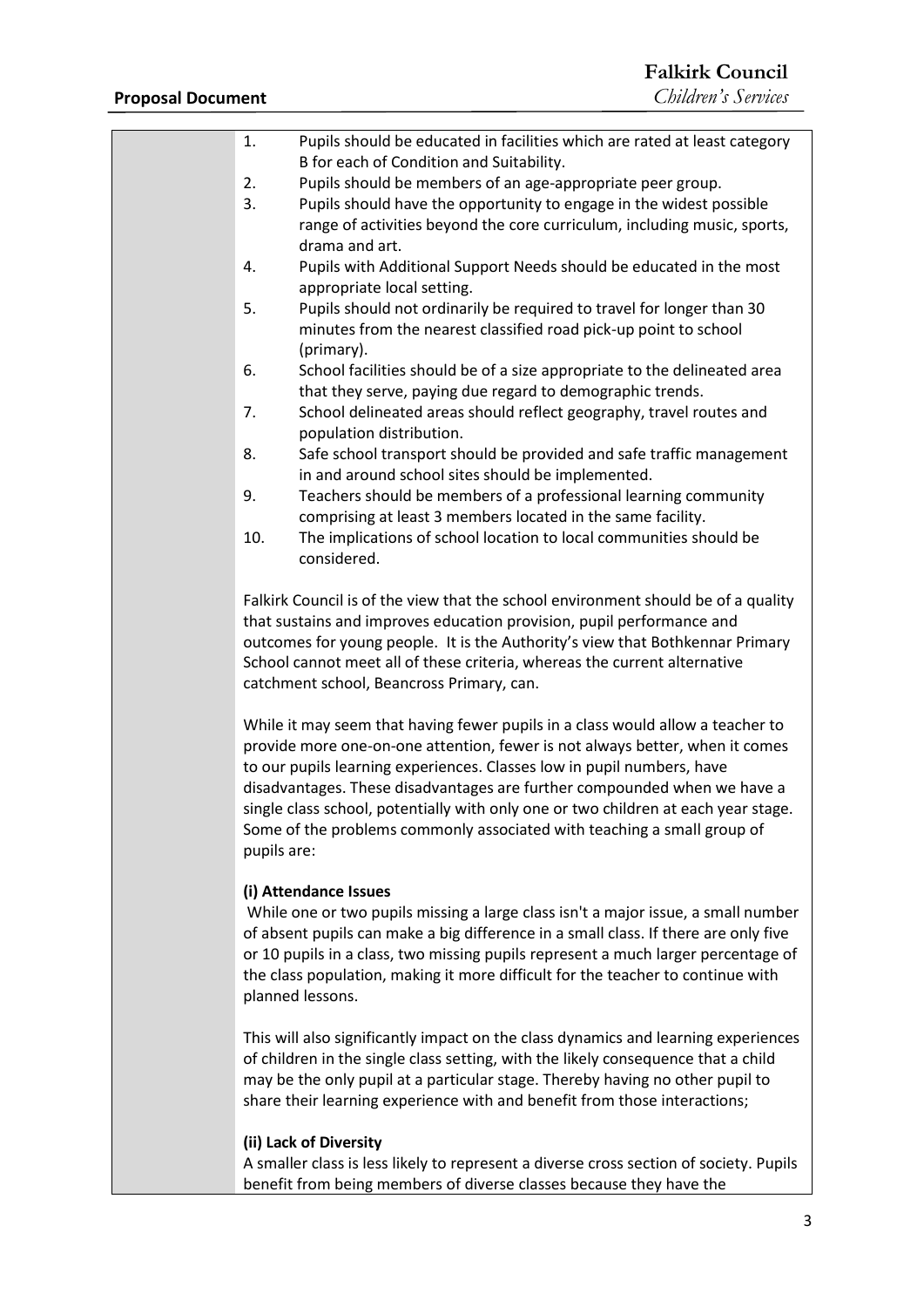1. Pupils should be educated in facilities which are rated at least category B for each of Condition and Suitability.
2. Pupils should be members of an age-appropriate peer group.
3. Pupils should have the opportunity to engage in the widest possible range of activities beyond the core curriculum, including music, sports, drama and art.
4. Pupils with Additional Support Needs should be educated in the most appropriate local setting.
5. Pupils should not ordinarily be required to travel for longer than 30 minutes from the nearest classified road pick-up point to school (primary).
6. School facilities should be of a size appropriate to the delineated area that they serve, paying due regard to demographic trends.
7. School delineated areas should reflect geography, travel routes and population distribution.
8. Safe school transport should be provided and safe traffic management in and around school sites should be implemented.
9. Teachers should be members of a professional learning community comprising at least 3 members located in the same facility.
10. The implications of school location to local communities should be considered.

Falkirk Council is of the view that the school environment should be of a quality that sustains and improves education provision, pupil performance and outcomes for young people. It is the Authority's view that Bothkennar Primary School cannot meet all of these criteria, whereas the current alternative catchment school, Beancross Primary, can.

While it may seem that having fewer pupils in a class would allow a teacher to provide more one-on-one attention, fewer is not always better, when it comes to our pupils learning experiences. Classes low in pupil numbers, have disadvantages. These disadvantages are further compounded when we have a single class school, potentially with only one or two children at each year stage. Some of the problems commonly associated with teaching a small group of pupils are:

**(i) Attendance Issues**

While one or two pupils missing a large class isn't a major issue, a small number of absent pupils can make a big difference in a small class. If there are only five or 10 pupils in a class, two missing pupils represent a much larger percentage of the class population, making it more difficult for the teacher to continue with planned lessons.

This will also significantly impact on the class dynamics and learning experiences of children in the single class setting, with the likely consequence that a child may be the only pupil at a particular stage. Thereby having no other pupil to share their learning experience with and benefit from those interactions;

**(ii) Lack of Diversity**

A smaller class is less likely to represent a diverse cross section of society. Pupils benefit from being members of diverse classes because they have the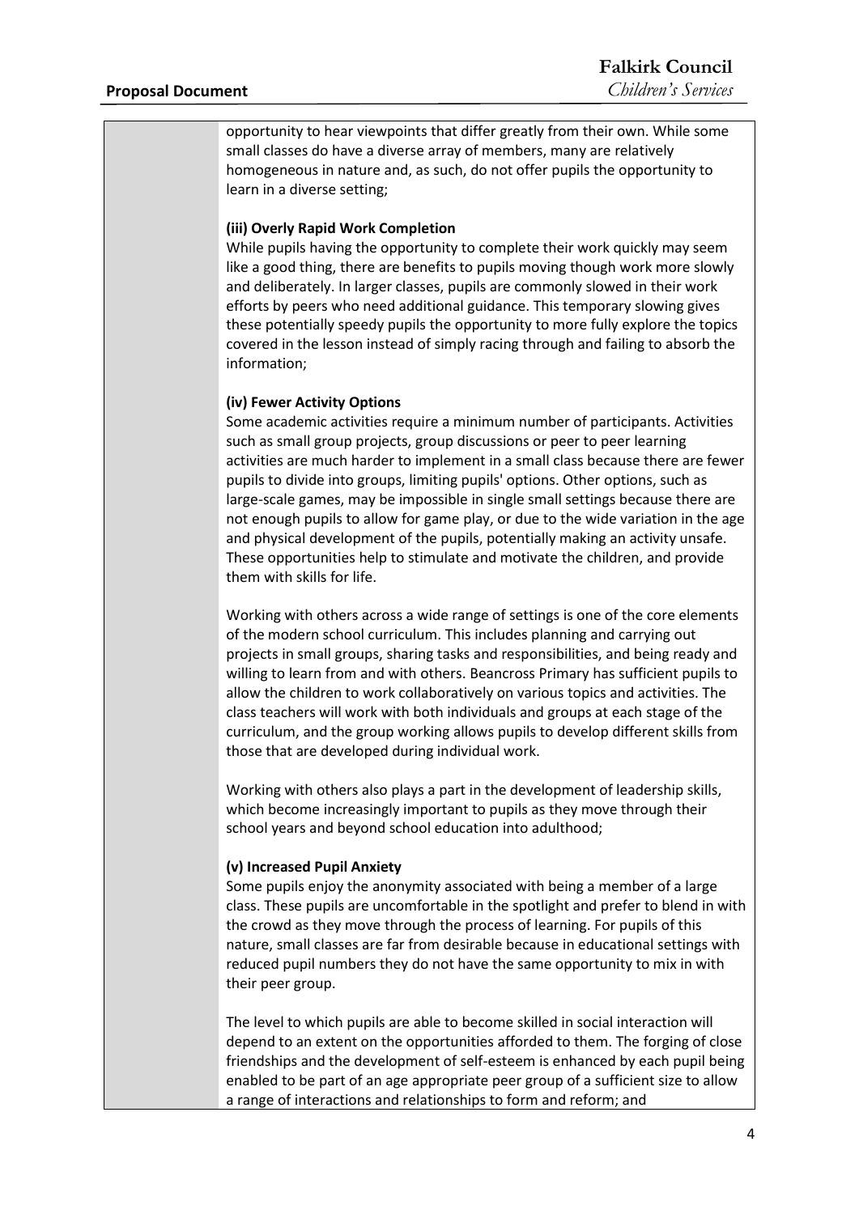opportunity to hear viewpoints that differ greatly from their own. While some small classes do have a diverse array of members, many are relatively homogeneous in nature and, as such, do not offer pupils the opportunity to learn in a diverse setting;

**(iii) Overly Rapid Work Completion**

While pupils having the opportunity to complete their work quickly may seem like a good thing, there are benefits to pupils moving though work more slowly and deliberately. In larger classes, pupils are commonly slowed in their work efforts by peers who need additional guidance. This temporary slowing gives these potentially speedy pupils the opportunity to more fully explore the topics covered in the lesson instead of simply racing through and failing to absorb the information;

**(iv) Fewer Activity Options**

Some academic activities require a minimum number of participants. Activities such as small group projects, group discussions or peer to peer learning activities are much harder to implement in a small class because there are fewer pupils to divide into groups, limiting pupils' options. Other options, such as large-scale games, may be impossible in single small settings because there are not enough pupils to allow for game play, or due to the wide variation in the age and physical development of the pupils, potentially making an activity unsafe. These opportunities help to stimulate and motivate the children, and provide them with skills for life.

Working with others across a wide range of settings is one of the core elements of the modern school curriculum. This includes planning and carrying out projects in small groups, sharing tasks and responsibilities, and being ready and willing to learn from and with others. Beancross Primary has sufficient pupils to allow the children to work collaboratively on various topics and activities. The class teachers will work with both individuals and groups at each stage of the curriculum, and the group working allows pupils to develop different skills from those that are developed during individual work.

Working with others also plays a part in the development of leadership skills, which become increasingly important to pupils as they move through their school years and beyond school education into adulthood;

**(v) Increased Pupil Anxiety**

Some pupils enjoy the anonymity associated with being a member of a large class. These pupils are uncomfortable in the spotlight and prefer to blend in with the crowd as they move through the process of learning. For pupils of this nature, small classes are far from desirable because in educational settings with reduced pupil numbers they do not have the same opportunity to mix in with their peer group.

The level to which pupils are able to become skilled in social interaction will depend to an extent on the opportunities afforded to them. The forging of close friendships and the development of self-esteem is enhanced by each pupil being enabled to be part of an age appropriate peer group of a sufficient size to allow a range of interactions and relationships to form and reform; and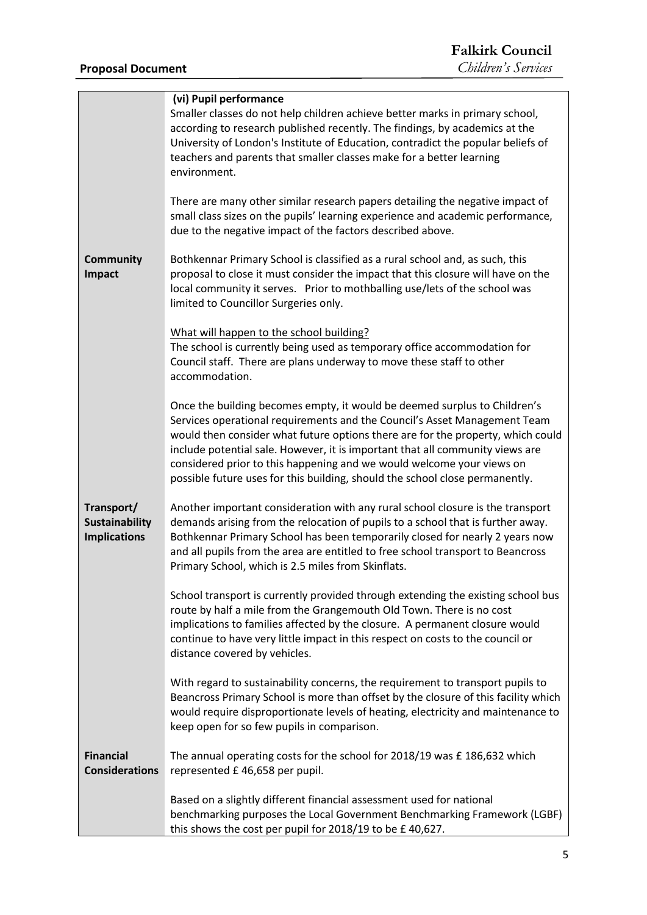| | |
|---|---|
| | **(vi) Pupil performance**<br>Smaller classes do not help children achieve better marks in primary school, according to research published recently. The findings, by academics at the University of London's Institute of Education, contradict the popular beliefs of teachers and parents that smaller classes make for a better learning environment.<br><br>There are many other similar research papers detailing the negative impact of small class sizes on the pupils' learning experience and academic performance, due to the negative impact of the factors described above. |
| **Community Impact** | Bothkennar Primary School is classified as a rural school and, as such, this proposal to close it must consider the impact that this closure will have on the local community it serves. Prior to mothballing use/lets of the school was limited to Councillor Surgeries only.<br><br><u>What will happen to the school building?</u><br>The school is currently being used as temporary office accommodation for Council staff. There are plans underway to move these staff to other accommodation.<br><br>Once the building becomes empty, it would be deemed surplus to Children's Services operational requirements and the Council's Asset Management Team would then consider what future options there are for the property, which could include potential sale. However, it is important that all community views are considered prior to this happening and we would welcome your views on possible future uses for this building, should the school close permanently. |
| **Transport/ Sustainability Implications** | Another important consideration with any rural school closure is the transport demands arising from the relocation of pupils to a school that is further away. Bothkennar Primary School has been temporarily closed for nearly 2 years now and all pupils from the area are entitled to free school transport to Beancross Primary School, which is 2.5 miles from Skinflats.<br><br>School transport is currently provided through extending the existing school bus route by half a mile from the Grangemouth Old Town. There is no cost implications to families affected by the closure. A permanent closure would continue to have very little impact in this respect on costs to the council or distance covered by vehicles.<br><br>With regard to sustainability concerns, the requirement to transport pupils to Beancross Primary School is more than offset by the closure of this facility which would require disproportionate levels of heating, electricity and maintenance to keep open for so few pupils in comparison. |
| **Financial Considerations** | The annual operating costs for the school for 2018/19 was £ 186,632 which represented £ 46,658 per pupil.<br><br>Based on a slightly different financial assessment used for national benchmarking purposes the Local Government Benchmarking Framework (LGBF) this shows the cost per pupil for 2018/19 to be £ 40,627. |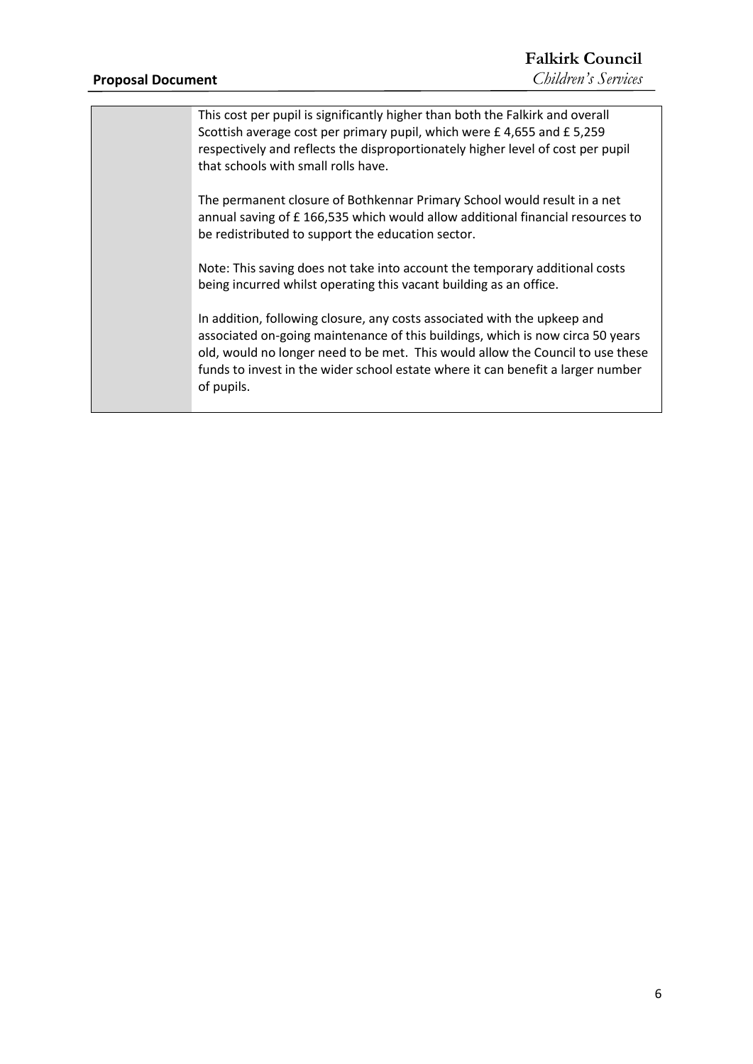This cost per pupil is significantly higher than both the Falkirk and overall Scottish average cost per primary pupil, which were £ 4,655 and £ 5,259 respectively and reflects the disproportionately higher level of cost per pupil that schools with small rolls have.

The permanent closure of Bothkennar Primary School would result in a net annual saving of £ 166,535 which would allow additional financial resources to be redistributed to support the education sector.

Note: This saving does not take into account the temporary additional costs being incurred whilst operating this vacant building as an office.

In addition, following closure, any costs associated with the upkeep and associated on-going maintenance of this buildings, which is now circa 50 years old, would no longer need to be met. This would allow the Council to use these funds to invest in the wider school estate where it can benefit a larger number of pupils.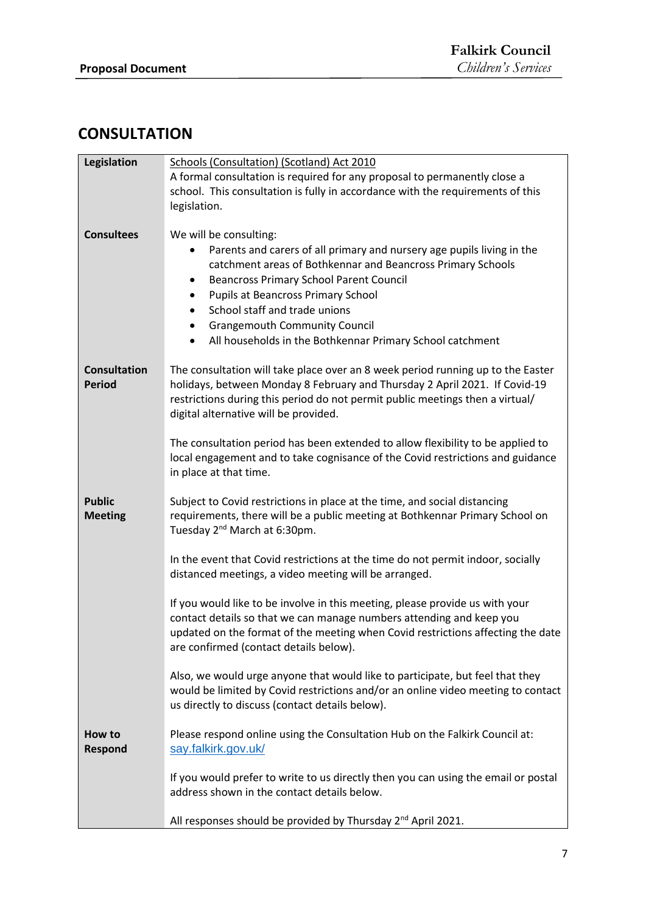## CONSULTATION

| | |
|---|---|
| **Legislation** | Schools (Consultation) (Scotland) Act 2010<br>A formal consultation is required for any proposal to permanently close a school. This consultation is fully in accordance with the requirements of this legislation. |
| **Consultees** | We will be consulting:<br>• Parents and carers of all primary and nursery age pupils living in the catchment areas of Bothkennar and Beancross Primary Schools<br>• Beancross Primary School Parent Council<br>• Pupils at Beancross Primary School<br>• School staff and trade unions<br>• Grangemouth Community Council<br>• All households in the Bothkennar Primary School catchment |
| **Consultation Period** | The consultation will take place over an 8 week period running up to the Easter holidays, between Monday 8 February and Thursday 2 April 2021. If Covid-19 restrictions during this period do not permit public meetings then a virtual/ digital alternative will be provided.<br><br>The consultation period has been extended to allow flexibility to be applied to local engagement and to take cognisance of the Covid restrictions and guidance in place at that time. |
| **Public Meeting** | Subject to Covid restrictions in place at the time, and social distancing requirements, there will be a public meeting at Bothkennar Primary School on Tuesday 2nd March at 6:30pm.<br><br>In the event that Covid restrictions at the time do not permit indoor, socially distanced meetings, a video meeting will be arranged.<br><br>If you would like to be involve in this meeting, please provide us with your contact details so that we can manage numbers attending and keep you updated on the format of the meeting when Covid restrictions affecting the date are confirmed (contact details below).<br><br>Also, we would urge anyone that would like to participate, but feel that they would be limited by Covid restrictions and/or an online video meeting to contact us directly to discuss (contact details below). |
| **How to Respond** | Please respond online using the Consultation Hub on the Falkirk Council at: say.falkirk.gov.uk/<br><br>If you would prefer to write to us directly then you can using the email or postal address shown in the contact details below.<br><br>All responses should be provided by Thursday 2nd April 2021. |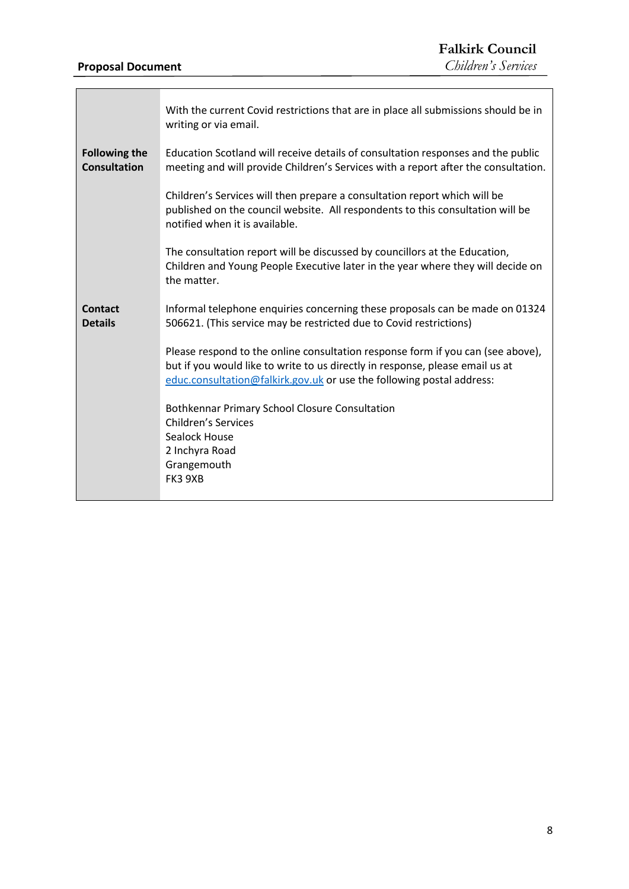| | |
|---|---|
| | With the current Covid restrictions that are in place all submissions should be in writing or via email. |
| **Following the Consultation** | Education Scotland will receive details of consultation responses and the public meeting and will provide Children's Services with a report after the consultation.<br><br>Children's Services will then prepare a consultation report which will be published on the council website. All respondents to this consultation will be notified when it is available.<br><br>The consultation report will be discussed by councillors at the Education, Children and Young People Executive later in the year where they will decide on the matter. |
| **Contact Details** | Informal telephone enquiries concerning these proposals can be made on 01324 506621. (This service may be restricted due to Covid restrictions)<br><br>Please respond to the online consultation response form if you can (see above), but if you would like to write to us directly in response, please email us at educ.consultation@falkirk.gov.uk or use the following postal address:<br><br>Bothkennar Primary School Closure Consultation<br>Children's Services<br>Sealock House<br>2 Inchyra Road<br>Grangemouth<br>FK3 9XB |